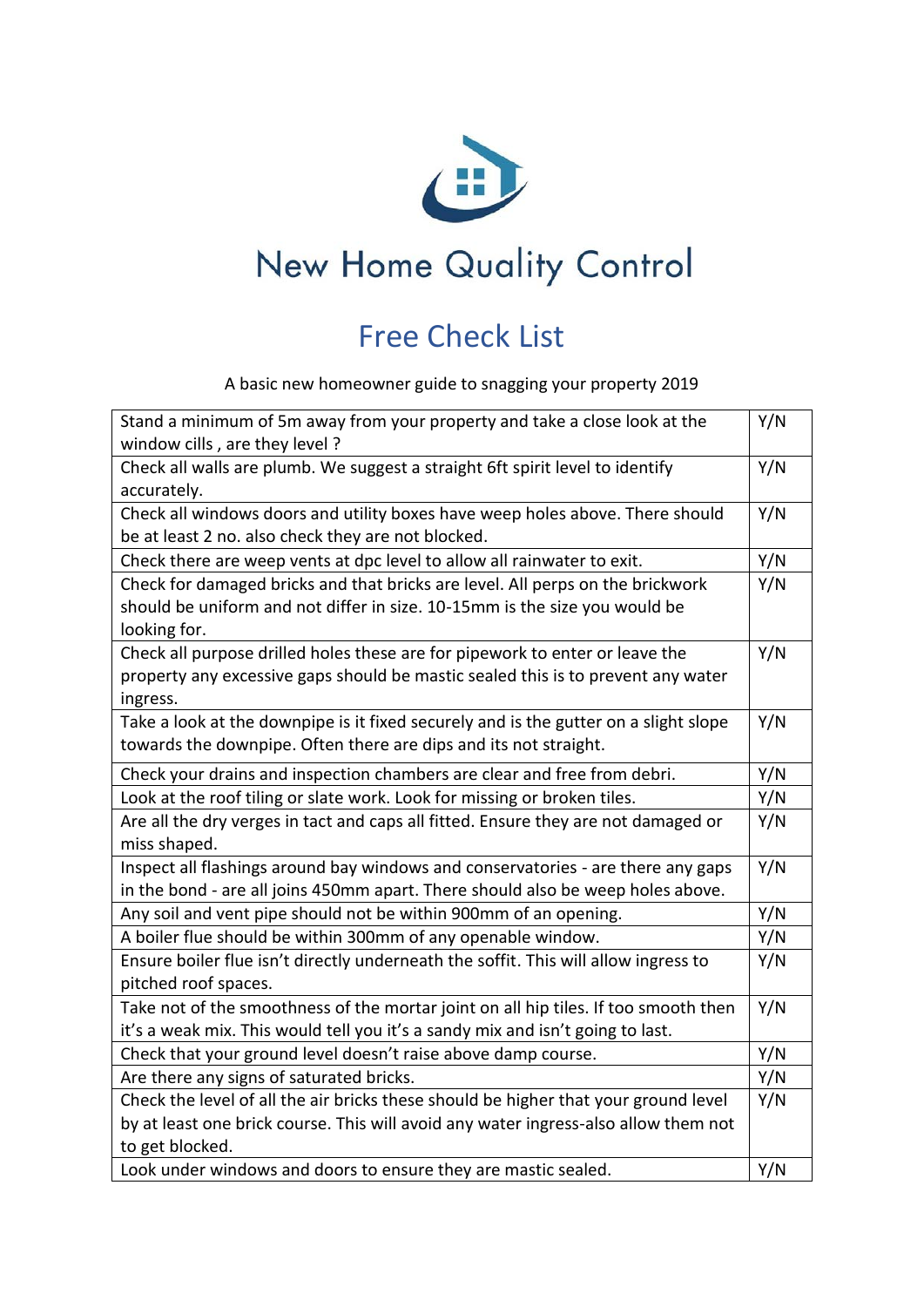# New Home Quality Control

## Free Check List

A basic new homeowner guide to snagging your property 2019

| | |
|---|---|
| Stand a minimum of 5m away from your property and take a close look at the window cills , are they level ? | Y/N |
| Check all walls are plumb. We suggest a straight 6ft spirit level to identify accurately. | Y/N |
| Check all windows doors and utility boxes have weep holes above. There should be at least 2 no. also check they are not blocked. | Y/N |
| Check there are weep vents at dpc level to allow all rainwater to exit. | Y/N |
| Check for damaged bricks and that bricks are level. All perps on the brickwork should be uniform and not differ in size. 10-15mm is the size you would be looking for. | Y/N |
| Check all purpose drilled holes these are for pipework to enter or leave the property any excessive gaps should be mastic sealed this is to prevent any water ingress. | Y/N |
| Take a look at the downpipe is it fixed securely and is the gutter on a slight slope towards the downpipe. Often there are dips and its not straight. | Y/N |
| Check your drains and inspection chambers are clear and free from debri. | Y/N |
| Look at the roof tiling or slate work. Look for missing or broken tiles. | Y/N |
| Are all the dry verges in tact and caps all fitted. Ensure they are not damaged or miss shaped. | Y/N |
| Inspect all flashings around bay windows and conservatories - are there any gaps in the bond - are all joins 450mm apart. There should also be weep holes above. | Y/N |
| Any soil and vent pipe should not be within 900mm of an opening. | Y/N |
| A boiler flue should be within 300mm of any openable window. | Y/N |
| Ensure boiler flue isn't directly underneath the soffit. This will allow ingress to pitched roof spaces. | Y/N |
| Take not of the smoothness of the mortar joint on all hip tiles. If too smooth then it's a weak mix. This would tell you it's a sandy mix and isn't going to last. | Y/N |
| Check that your ground level doesn't raise above damp course. | Y/N |
| Are there any signs of saturated bricks. | Y/N |
| Check the level of all the air bricks these should be higher that your ground level by at least one brick course. This will avoid any water ingress-also allow them not to get blocked. | Y/N |
| Look under windows and doors to ensure they are mastic sealed. | Y/N |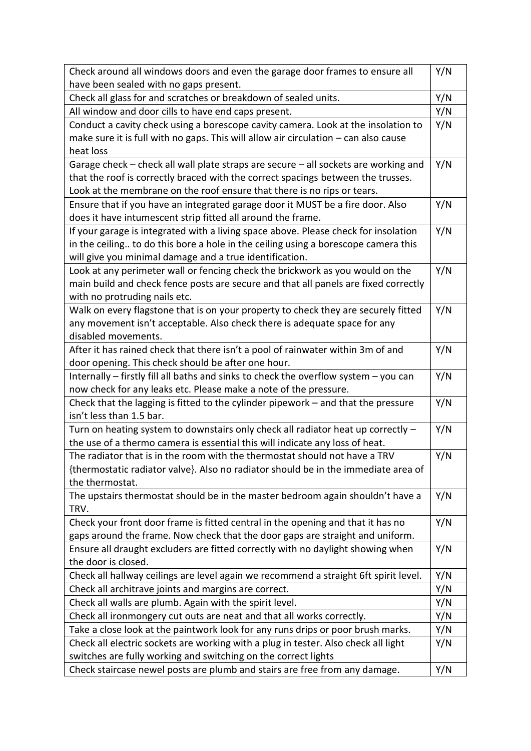| | |
|---|---|
| Check around all windows doors and even the garage door frames to ensure all have been sealed with no gaps present. | Y/N |
| Check all glass for and scratches or breakdown of sealed units. | Y/N |
| All window and door cills to have end caps present. | Y/N |
| Conduct a cavity check using a borescope cavity camera. Look at the insolation to make sure it is full with no gaps. This will allow air circulation – can also cause heat loss | Y/N |
| Garage check – check all wall plate straps are secure – all sockets are working and that the roof is correctly braced with the correct spacings between the trusses. Look at the membrane on the roof ensure that there is no rips or tears. | Y/N |
| Ensure that if you have an integrated garage door it MUST be a fire door. Also does it have intumescent strip fitted all around the frame. | Y/N |
| If your garage is integrated with a living space above. Please check for insolation in the ceiling.. to do this bore a hole in the ceiling using a borescope camera this will give you minimal damage and a true identification. | Y/N |
| Look at any perimeter wall or fencing check the brickwork as you would on the main build and check fence posts are secure and that all panels are fixed correctly with no protruding nails etc. | Y/N |
| Walk on every flagstone that is on your property to check they are securely fitted any movement isn't acceptable. Also check there is adequate space for any disabled movements. | Y/N |
| After it has rained check that there isn't a pool of rainwater within 3m of and door opening. This check should be after one hour. | Y/N |
| Internally – firstly fill all baths and sinks to check the overflow system – you can now check for any leaks etc. Please make a note of the pressure. | Y/N |
| Check that the lagging is fitted to the cylinder pipework – and that the pressure isn't less than 1.5 bar. | Y/N |
| Turn on heating system to downstairs only check all radiator heat up correctly – the use of a thermo camera is essential this will indicate any loss of heat. | Y/N |
| The radiator that is in the room with the thermostat should not have a TRV {thermostatic radiator valve}. Also no radiator should be in the immediate area of the thermostat. | Y/N |
| The upstairs thermostat should be in the master bedroom again shouldn't have a TRV. | Y/N |
| Check your front door frame is fitted central in the opening and that it has no gaps around the frame. Now check that the door gaps are straight and uniform. | Y/N |
| Ensure all draught excluders are fitted correctly with no daylight showing when the door is closed. | Y/N |
| Check all hallway ceilings are level again we recommend a straight 6ft spirit level. | Y/N |
| Check all architrave joints and margins are correct. | Y/N |
| Check all walls are plumb. Again with the spirit level. | Y/N |
| Check all ironmongery cut outs are neat and that all works correctly. | Y/N |
| Take a close look at the paintwork look for any runs drips or poor brush marks. | Y/N |
| Check all electric sockets are working with a plug in tester. Also check all light switches are fully working and switching on the correct lights | Y/N |
| Check staircase newel posts are plumb and stairs are free from any damage. | Y/N |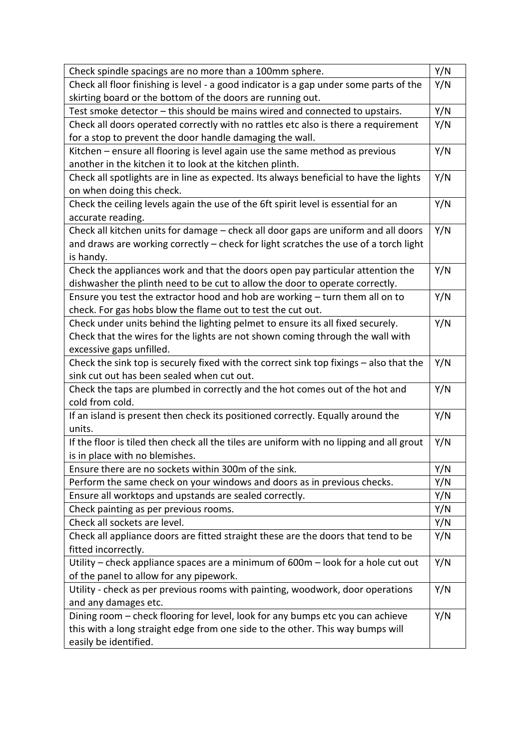| Check spindle spacings are no more than a 100mm sphere. | Y/N |
|---|---|
| Check all floor finishing is level - a good indicator is a gap under some parts of the skirting board or the bottom of the doors are running out. | Y/N |
| Test smoke detector – this should be mains wired and connected to upstairs. | Y/N |
| Check all doors operated correctly with no rattles etc also is there a requirement for a stop to prevent the door handle damaging the wall. | Y/N |
| Kitchen – ensure all flooring is level again use the same method as previous another in the kitchen it to look at the kitchen plinth. | Y/N |
| Check all spotlights are in line as expected. Its always beneficial to have the lights on when doing this check. | Y/N |
| Check the ceiling levels again the use of the 6ft spirit level is essential for an accurate reading. | Y/N |
| Check all kitchen units for damage – check all door gaps are uniform and all doors and draws are working correctly – check for light scratches the use of a torch light is handy. | Y/N |
| Check the appliances work and that the doors open pay particular attention the dishwasher the plinth need to be cut to allow the door to operate correctly. | Y/N |
| Ensure you test the extractor hood and hob are working – turn them all on to check. For gas hobs blow the flame out to test the cut out. | Y/N |
| Check under units behind the lighting pelmet to ensure its all fixed securely. Check that the wires for the lights are not shown coming through the wall with excessive gaps unfilled. | Y/N |
| Check the sink top is securely fixed with the correct sink top fixings – also that the sink cut out has been sealed when cut out. | Y/N |
| Check the taps are plumbed in correctly and the hot comes out of the hot and cold from cold. | Y/N |
| If an island is present then check its positioned correctly. Equally around the units. | Y/N |
| If the floor is tiled then check all the tiles are uniform with no lipping and all grout is in place with no blemishes. | Y/N |
| Ensure there are no sockets within 300m of the sink. | Y/N |
| Perform the same check on your windows and doors as in previous checks. | Y/N |
| Ensure all worktops and upstands are sealed correctly. | Y/N |
| Check painting as per previous rooms. | Y/N |
| Check all sockets are level. | Y/N |
| Check all appliance doors are fitted straight these are the doors that tend to be fitted incorrectly. | Y/N |
| Utility – check appliance spaces are a minimum of 600m – look for a hole cut out of the panel to allow for any pipework. | Y/N |
| Utility - check as per previous rooms with painting, woodwork, door operations and any damages etc. | Y/N |
| Dining room – check flooring for level, look for any bumps etc you can achieve this with a long straight edge from one side to the other. This way bumps will easily be identified. | Y/N |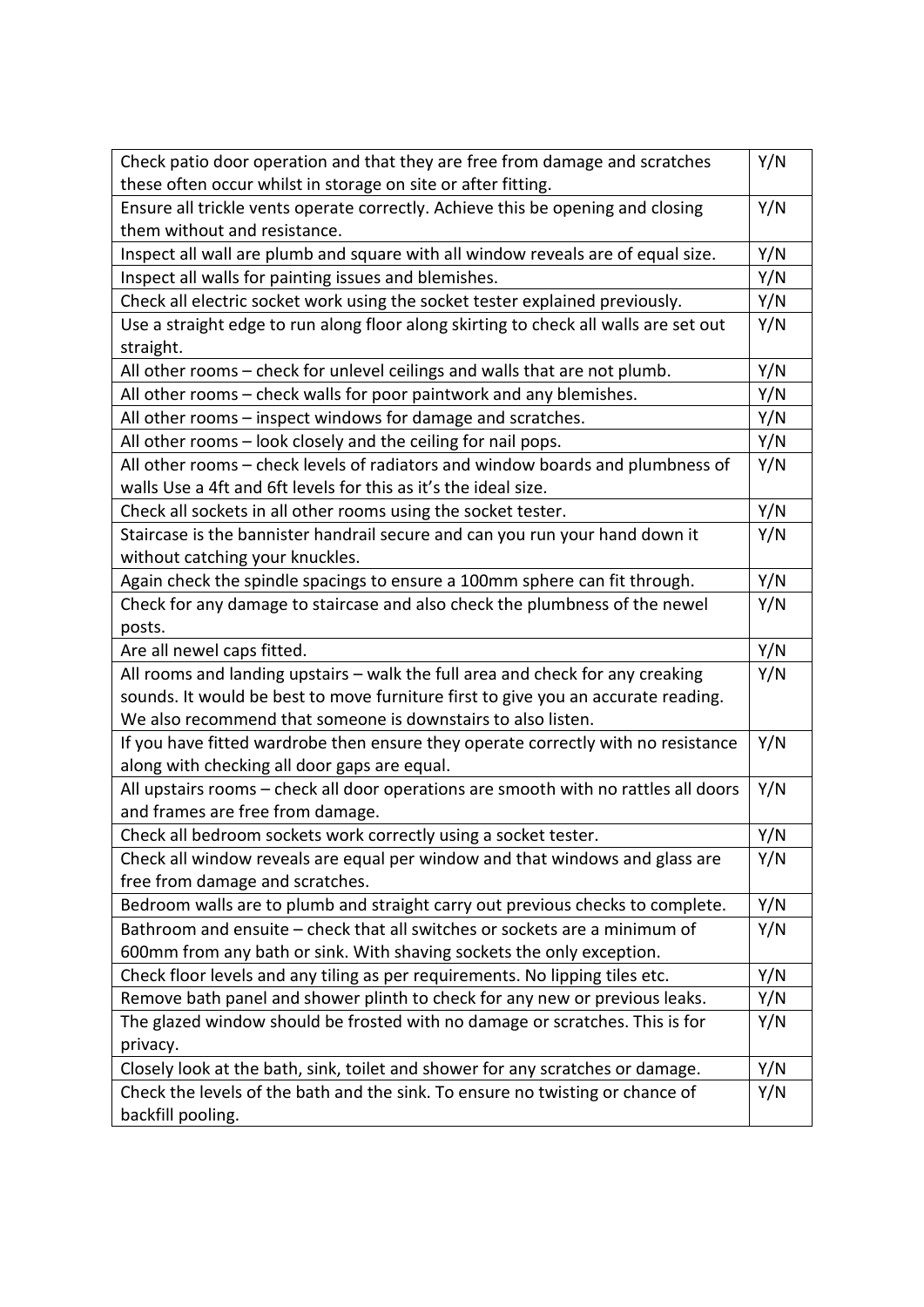| | |
|---|---|
| Check patio door operation and that they are free from damage and scratches these often occur whilst in storage on site or after fitting. | Y/N |
| Ensure all trickle vents operate correctly. Achieve this be opening and closing them without and resistance. | Y/N |
| Inspect all wall are plumb and square with all window reveals are of equal size. | Y/N |
| Inspect all walls for painting issues and blemishes. | Y/N |
| Check all electric socket work using the socket tester explained previously. | Y/N |
| Use a straight edge to run along floor along skirting to check all walls are set out straight. | Y/N |
| All other rooms – check for unlevel ceilings and walls that are not plumb. | Y/N |
| All other rooms – check walls for poor paintwork and any blemishes. | Y/N |
| All other rooms – inspect windows for damage and scratches. | Y/N |
| All other rooms – look closely and the ceiling for nail pops. | Y/N |
| All other rooms – check levels of radiators and window boards and plumbness of walls Use a 4ft and 6ft levels for this as it's the ideal size. | Y/N |
| Check all sockets in all other rooms using the socket tester. | Y/N |
| Staircase is the bannister handrail secure and can you run your hand down it without catching your knuckles. | Y/N |
| Again check the spindle spacings to ensure a 100mm sphere can fit through. | Y/N |
| Check for any damage to staircase and also check the plumbness of the newel posts. | Y/N |
| Are all newel caps fitted. | Y/N |
| All rooms and landing upstairs – walk the full area and check for any creaking sounds. It would be best to move furniture first to give you an accurate reading. We also recommend that someone is downstairs to also listen. | Y/N |
| If you have fitted wardrobe then ensure they operate correctly with no resistance along with checking all door gaps are equal. | Y/N |
| All upstairs rooms – check all door operations are smooth with no rattles all doors and frames are free from damage. | Y/N |
| Check all bedroom sockets work correctly using a socket tester. | Y/N |
| Check all window reveals are equal per window and that windows and glass are free from damage and scratches. | Y/N |
| Bedroom walls are to plumb and straight carry out previous checks to complete. | Y/N |
| Bathroom and ensuite – check that all switches or sockets are a minimum of 600mm from any bath or sink. With shaving sockets the only exception. | Y/N |
| Check floor levels and any tiling as per requirements. No lipping tiles etc. | Y/N |
| Remove bath panel and shower plinth to check for any new or previous leaks. | Y/N |
| The glazed window should be frosted with no damage or scratches. This is for privacy. | Y/N |
| Closely look at the bath, sink, toilet and shower for any scratches or damage. | Y/N |
| Check the levels of the bath and the sink. To ensure no twisting or chance of backfill pooling. | Y/N |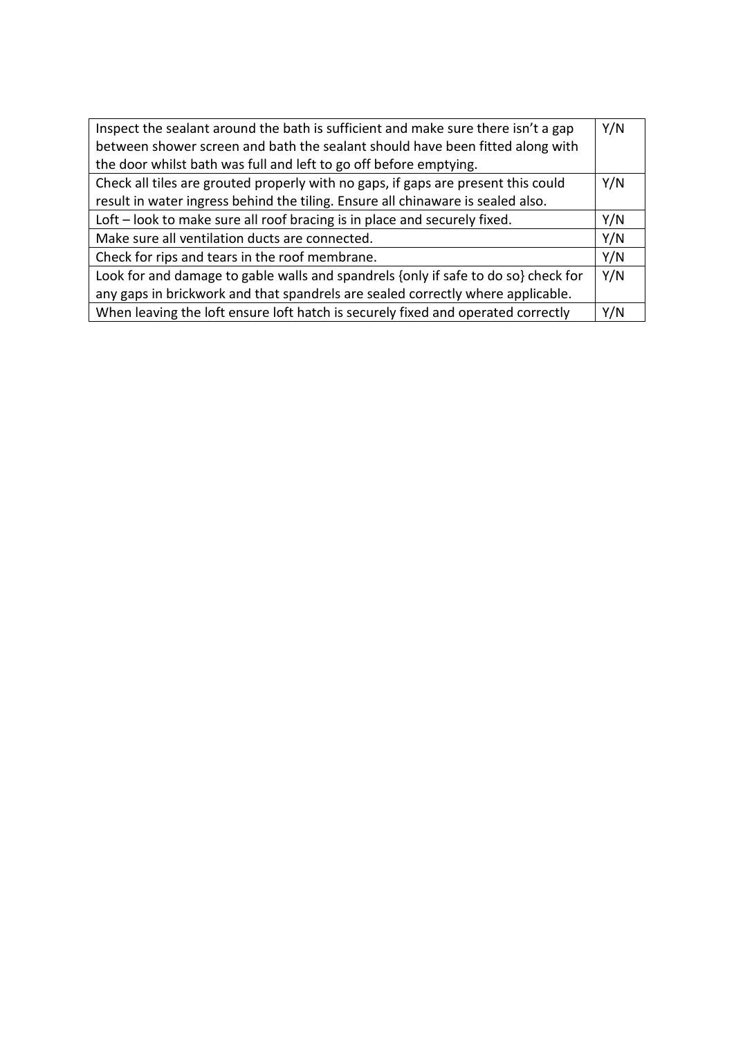| | |
|---|---|
| Inspect the sealant around the bath is sufficient and make sure there isn't a gap between shower screen and bath the sealant should have been fitted along with the door whilst bath was full and left to go off before emptying. | Y/N |
| Check all tiles are grouted properly with no gaps, if gaps are present this could result in water ingress behind the tiling. Ensure all chinaware is sealed also. | Y/N |
| Loft – look to make sure all roof bracing is in place and securely fixed. | Y/N |
| Make sure all ventilation ducts are connected. | Y/N |
| Check for rips and tears in the roof membrane. | Y/N |
| Look for and damage to gable walls and spandrels {only if safe to do so} check for any gaps in brickwork and that spandrels are sealed correctly where applicable. | Y/N |
| When leaving the loft ensure loft hatch is securely fixed and operated correctly | Y/N |